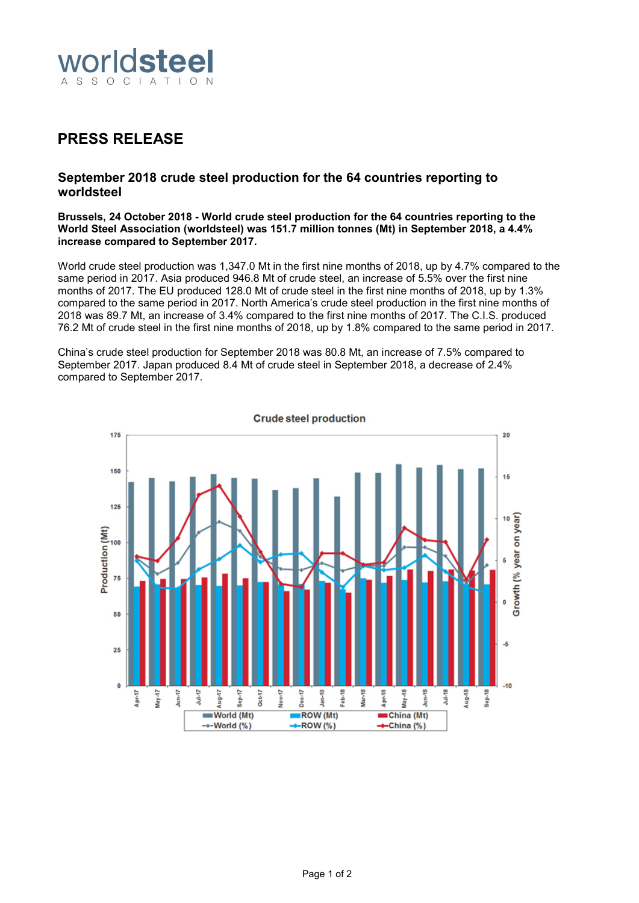worldsteel
ASSOCIATION

# PRESS RELEASE

## September 2018 crude steel production for the 64 countries reporting to worldsteel

**Brussels, 24 October 2018 - World crude steel production for the 64 countries reporting to the World Steel Association (worldsteel) was 151.7 million tonnes (Mt) in September 2018, a 4.4% increase compared to September 2017.**

World crude steel production was 1,347.0 Mt in the first nine months of 2018, up by 4.7% compared to the same period in 2017. Asia produced 946.8 Mt of crude steel, an increase of 5.5% over the first nine months of 2017. The EU produced 128.0 Mt of crude steel in the first nine months of 2018, up by 1.3% compared to the same period in 2017. North America's crude steel production in the first nine months of 2018 was 89.7 Mt, an increase of 3.4% compared to the first nine months of 2017. The C.I.S. produced 76.2 Mt of crude steel in the first nine months of 2018, up by 1.8% compared to the same period in 2017.

China's crude steel production for September 2018 was 80.8 Mt, an increase of 7.5% compared to September 2017. Japan produced 8.4 Mt of crude steel in September 2018, a decrease of 2.4% compared to September 2017.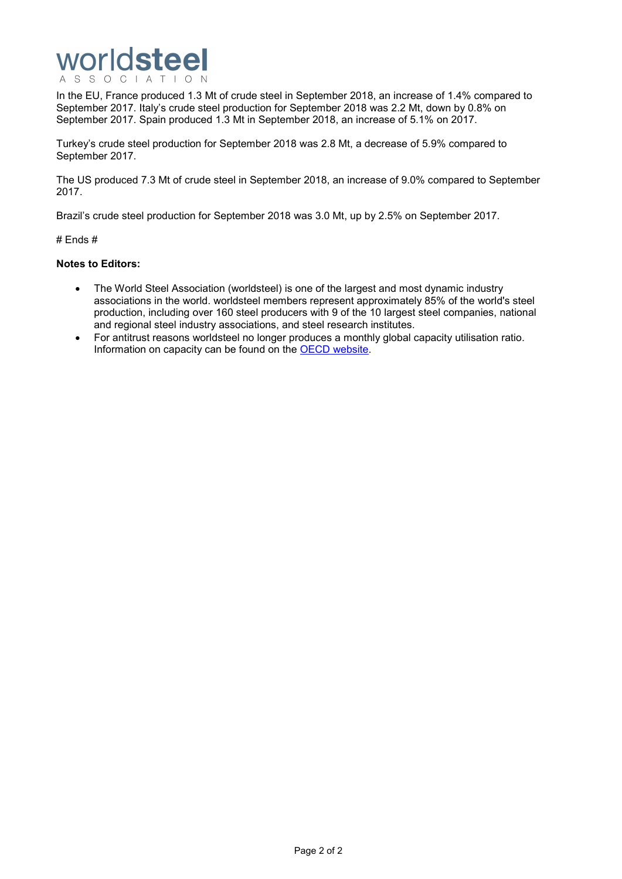In the EU, France produced 1.3 Mt of crude steel in September 2018, an increase of 1.4% compared to September 2017. Italy's crude steel production for September 2018 was 2.2 Mt, down by 0.8% on September 2017. Spain produced 1.3 Mt in September 2018, an increase of 5.1% on 2017.

Turkey's crude steel production for September 2018 was 2.8 Mt, a decrease of 5.9% compared to September 2017.

The US produced 7.3 Mt of crude steel in September 2018, an increase of 9.0% compared to September 2017.

Brazil's crude steel production for September 2018 was 3.0 Mt, up by 2.5% on September 2017.

# Ends #

**Notes to Editors:**

- The World Steel Association (worldsteel) is one of the largest and most dynamic industry associations in the world. worldsteel members represent approximately 85% of the world's steel production, including over 160 steel producers with 9 of the 10 largest steel companies, national and regional steel industry associations, and steel research institutes.
- For antitrust reasons worldsteel no longer produces a monthly global capacity utilisation ratio. Information on capacity can be found on the OECD website.